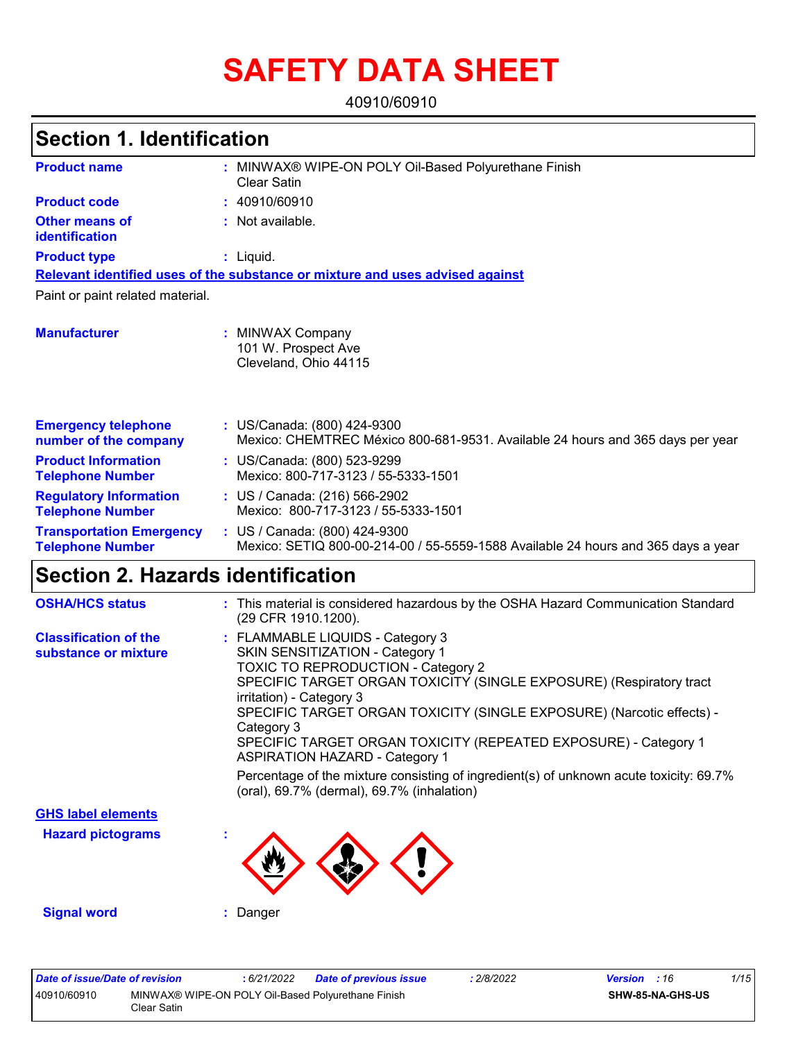# SAFETY DATA SHEET

40910/60910

## Section 1. Identification

**Product name** : MINWAX® WIPE-ON POLY Oil-Based Polyurethane Finish Clear Satin

**Product code** : 40910/60910

**Other means of identification** : Not available.

**Product type** : Liquid.

**Relevant identified uses of the substance or mixture and uses advised against**

Paint or paint related material.

**Manufacturer** : MINWAX Company
101 W. Prospect Ave
Cleveland, Ohio 44115

**Emergency telephone number of the company** : US/Canada: (800) 424-9300
Mexico: CHEMTREC México 800-681-9531. Available 24 hours and 365 days per year

**Product Information Telephone Number** : US/Canada: (800) 523-9299
Mexico: 800-717-3123 / 55-5333-1501

**Regulatory Information Telephone Number** : US / Canada: (216) 566-2902
Mexico: 800-717-3123 / 55-5333-1501

**Transportation Emergency Telephone Number** : US / Canada: (800) 424-9300
Mexico: SETIQ 800-00-214-00 / 55-5559-1588 Available 24 hours and 365 days a year

## Section 2. Hazards identification

**OSHA/HCS status** : This material is considered hazardous by the OSHA Hazard Communication Standard (29 CFR 1910.1200).

**Classification of the substance or mixture** : FLAMMABLE LIQUIDS - Category 3
SKIN SENSITIZATION - Category 1
TOXIC TO REPRODUCTION - Category 2
SPECIFIC TARGET ORGAN TOXICITY (SINGLE EXPOSURE) (Respiratory tract irritation) - Category 3
SPECIFIC TARGET ORGAN TOXICITY (SINGLE EXPOSURE) (Narcotic effects) - Category 3
SPECIFIC TARGET ORGAN TOXICITY (REPEATED EXPOSURE) - Category 1
ASPIRATION HAZARD - Category 1

Percentage of the mixture consisting of ingredient(s) of unknown acute toxicity: 69.7% (oral), 69.7% (dermal), 69.7% (inhalation)

**GHS label elements**

**Hazard pictograms** :

**Signal word** : Danger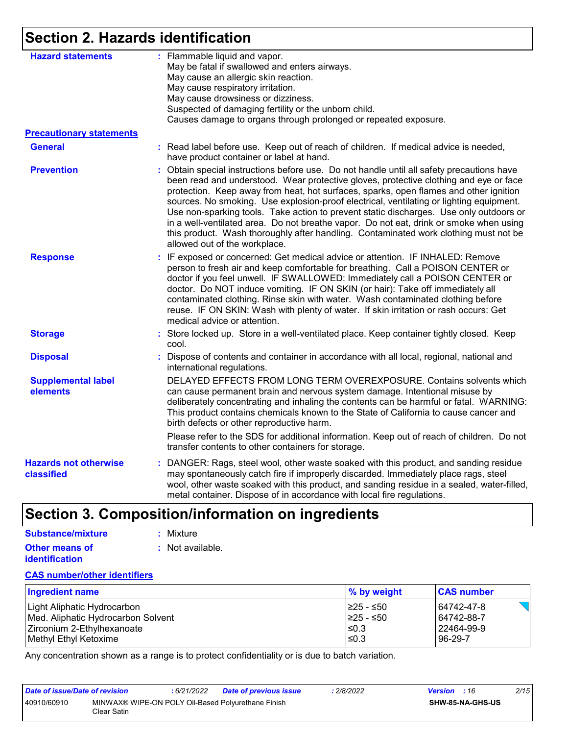## Section 2. Hazards identification

**Hazard statements** : Flammable liquid and vapor.
May be fatal if swallowed and enters airways.
May cause an allergic skin reaction.
May cause respiratory irritation.
May cause drowsiness or dizziness.
Suspected of damaging fertility or the unborn child.
Causes damage to organs through prolonged or repeated exposure.

**Precautionary statements**

**General** : Read label before use. Keep out of reach of children. If medical advice is needed, have product container or label at hand.

**Prevention** : Obtain special instructions before use. Do not handle until all safety precautions have been read and understood. Wear protective gloves, protective clothing and eye or face protection. Keep away from heat, hot surfaces, sparks, open flames and other ignition sources. No smoking. Use explosion-proof electrical, ventilating or lighting equipment. Use non-sparking tools. Take action to prevent static discharges. Use only outdoors or in a well-ventilated area. Do not breathe vapor. Do not eat, drink or smoke when using this product. Wash thoroughly after handling. Contaminated work clothing must not be allowed out of the workplace.

**Response** : IF exposed or concerned: Get medical advice or attention. IF INHALED: Remove person to fresh air and keep comfortable for breathing. Call a POISON CENTER or doctor if you feel unwell. IF SWALLOWED: Immediately call a POISON CENTER or doctor. Do NOT induce vomiting. IF ON SKIN (or hair): Take off immediately all contaminated clothing. Rinse skin with water. Wash contaminated clothing before reuse. IF ON SKIN: Wash with plenty of water. If skin irritation or rash occurs: Get medical advice or attention.

**Storage** : Store locked up. Store in a well-ventilated place. Keep container tightly closed. Keep cool.

**Disposal** : Dispose of contents and container in accordance with all local, regional, national and international regulations.

**Supplemental label elements** DELAYED EFFECTS FROM LONG TERM OVEREXPOSURE. Contains solvents which can cause permanent brain and nervous system damage. Intentional misuse by deliberately concentrating and inhaling the contents can be harmful or fatal. WARNING: This product contains chemicals known to the State of California to cause cancer and birth defects or other reproductive harm.

Please refer to the SDS for additional information. Keep out of reach of children. Do not transfer contents to other containers for storage.

**Hazards not otherwise classified** : DANGER: Rags, steel wool, other waste soaked with this product, and sanding residue may spontaneously catch fire if improperly discarded. Immediately place rags, steel wool, other waste soaked with this product, and sanding residue in a sealed, water-filled, metal container. Dispose of in accordance with local fire regulations.

## Section 3. Composition/information on ingredients

**Substance/mixture** : Mixture

**Other means of identification** : Not available.

**CAS number/other identifiers**

| Ingredient name | % by weight | CAS number |
|---|---|---|
| Light Aliphatic Hydrocarbon | ≥25 - ≤50 | 64742-47-8 |
| Med. Aliphatic Hydrocarbon Solvent | ≥25 - ≤50 | 64742-88-7 |
| Zirconium 2-Ethylhexanoate | ≤0.3 | 22464-99-9 |
| Methyl Ethyl Ketoxime | ≤0.3 | 96-29-7 |

Any concentration shown as a range is to protect confidentiality or is due to batch variation.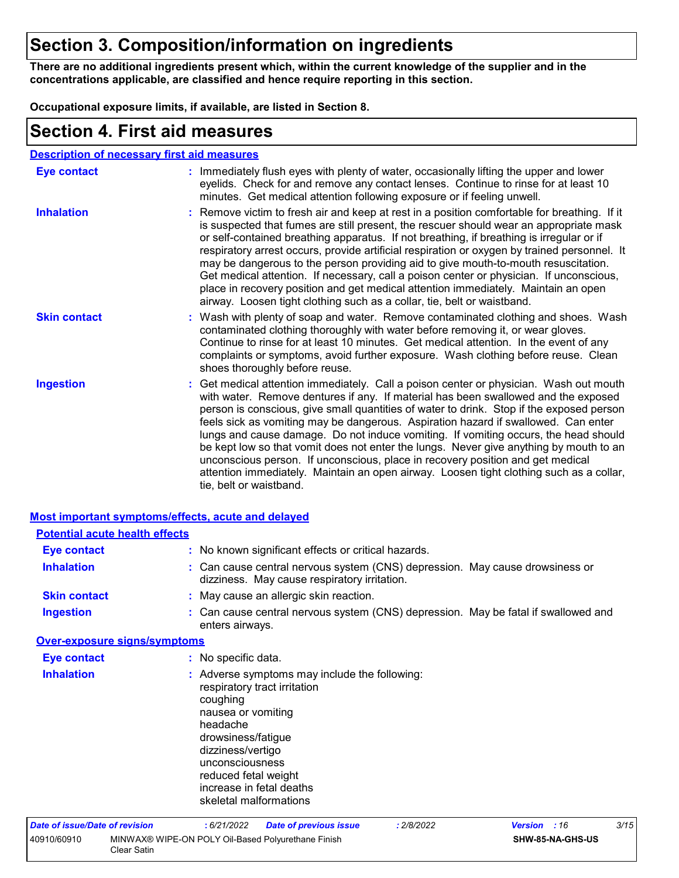# Section 3. Composition/information on ingredients

**There are no additional ingredients present which, within the current knowledge of the supplier and in the concentrations applicable, are classified and hence require reporting in this section.**

**Occupational exposure limits, if available, are listed in Section 8.**

# Section 4. First aid measures

## Description of necessary first aid measures

**Eye contact** : Immediately flush eyes with plenty of water, occasionally lifting the upper and lower eyelids. Check for and remove any contact lenses. Continue to rinse for at least 10 minutes. Get medical attention following exposure or if feeling unwell.

**Inhalation** : Remove victim to fresh air and keep at rest in a position comfortable for breathing. If it is suspected that fumes are still present, the rescuer should wear an appropriate mask or self-contained breathing apparatus. If not breathing, if breathing is irregular or if respiratory arrest occurs, provide artificial respiration or oxygen by trained personnel. It may be dangerous to the person providing aid to give mouth-to-mouth resuscitation. Get medical attention. If necessary, call a poison center or physician. If unconscious, place in recovery position and get medical attention immediately. Maintain an open airway. Loosen tight clothing such as a collar, tie, belt or waistband.

**Skin contact** : Wash with plenty of soap and water. Remove contaminated clothing and shoes. Wash contaminated clothing thoroughly with water before removing it, or wear gloves. Continue to rinse for at least 10 minutes. Get medical attention. In the event of any complaints or symptoms, avoid further exposure. Wash clothing before reuse. Clean shoes thoroughly before reuse.

**Ingestion** : Get medical attention immediately. Call a poison center or physician. Wash out mouth with water. Remove dentures if any. If material has been swallowed and the exposed person is conscious, give small quantities of water to drink. Stop if the exposed person feels sick as vomiting may be dangerous. Aspiration hazard if swallowed. Can enter lungs and cause damage. Do not induce vomiting. If vomiting occurs, the head should be kept low so that vomit does not enter the lungs. Never give anything by mouth to an unconscious person. If unconscious, place in recovery position and get medical attention immediately. Maintain an open airway. Loosen tight clothing such as a collar, tie, belt or waistband.

## Most important symptoms/effects, acute and delayed

### Potential acute health effects

**Eye contact** : No known significant effects or critical hazards.

**Inhalation** : Can cause central nervous system (CNS) depression. May cause drowsiness or dizziness. May cause respiratory irritation.

**Skin contact** : May cause an allergic skin reaction.

**Ingestion** : Can cause central nervous system (CNS) depression. May be fatal if swallowed and enters airways.

### Over-exposure signs/symptoms

**Eye contact** : No specific data.

**Inhalation** : Adverse symptoms may include the following:
respiratory tract irritation
coughing
nausea or vomiting
headache
drowsiness/fatigue
dizziness/vertigo
unconsciousness
reduced fetal weight
increase in fetal deaths
skeletal malformations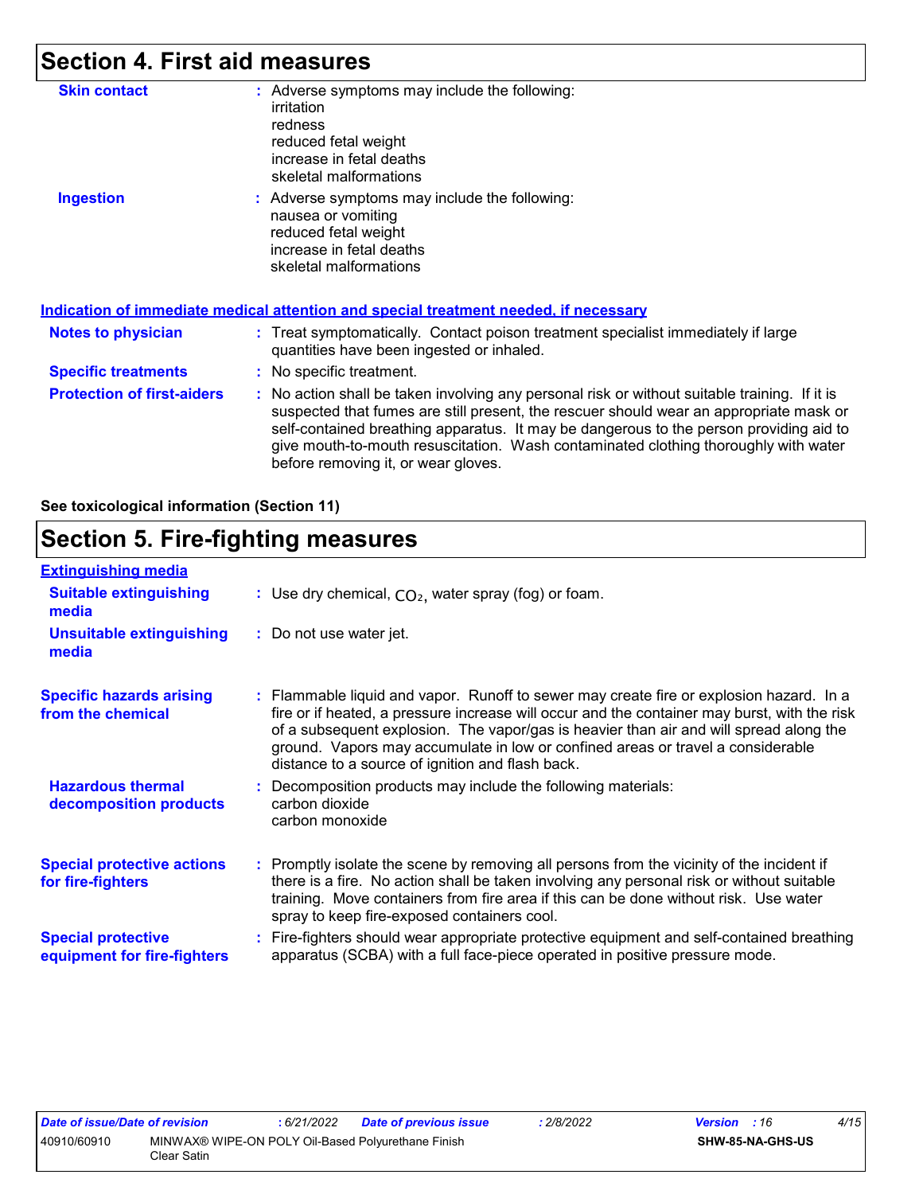## Section 4. First aid measures

**Skin contact** : Adverse symptoms may include the following:
irritation
redness
reduced fetal weight
increase in fetal deaths
skeletal malformations

**Ingestion** : Adverse symptoms may include the following:
nausea or vomiting
reduced fetal weight
increase in fetal deaths
skeletal malformations

### Indication of immediate medical attention and special treatment needed, if necessary

**Notes to physician** : Treat symptomatically. Contact poison treatment specialist immediately if large quantities have been ingested or inhaled.

**Specific treatments** : No specific treatment.

**Protection of first-aiders** : No action shall be taken involving any personal risk or without suitable training. If it is suspected that fumes are still present, the rescuer should wear an appropriate mask or self-contained breathing apparatus. It may be dangerous to the person providing aid to give mouth-to-mouth resuscitation. Wash contaminated clothing thoroughly with water before removing it, or wear gloves.

**See toxicological information (Section 11)**

## Section 5. Fire-fighting measures

### Extinguishing media

**Suitable extinguishing media** : Use dry chemical, $CO_2$, water spray (fog) or foam.

**Unsuitable extinguishing media** : Do not use water jet.

**Specific hazards arising from the chemical** : Flammable liquid and vapor. Runoff to sewer may create fire or explosion hazard. In a fire or if heated, a pressure increase will occur and the container may burst, with the risk of a subsequent explosion. The vapor/gas is heavier than air and will spread along the ground. Vapors may accumulate in low or confined areas or travel a considerable distance to a source of ignition and flash back.

**Hazardous thermal decomposition products** : Decomposition products may include the following materials:
carbon dioxide
carbon monoxide

**Special protective actions for fire-fighters** : Promptly isolate the scene by removing all persons from the vicinity of the incident if there is a fire. No action shall be taken involving any personal risk or without suitable training. Move containers from fire area if this can be done without risk. Use water spray to keep fire-exposed containers cool.

**Special protective equipment for fire-fighters** : Fire-fighters should wear appropriate protective equipment and self-contained breathing apparatus (SCBA) with a full face-piece operated in positive pressure mode.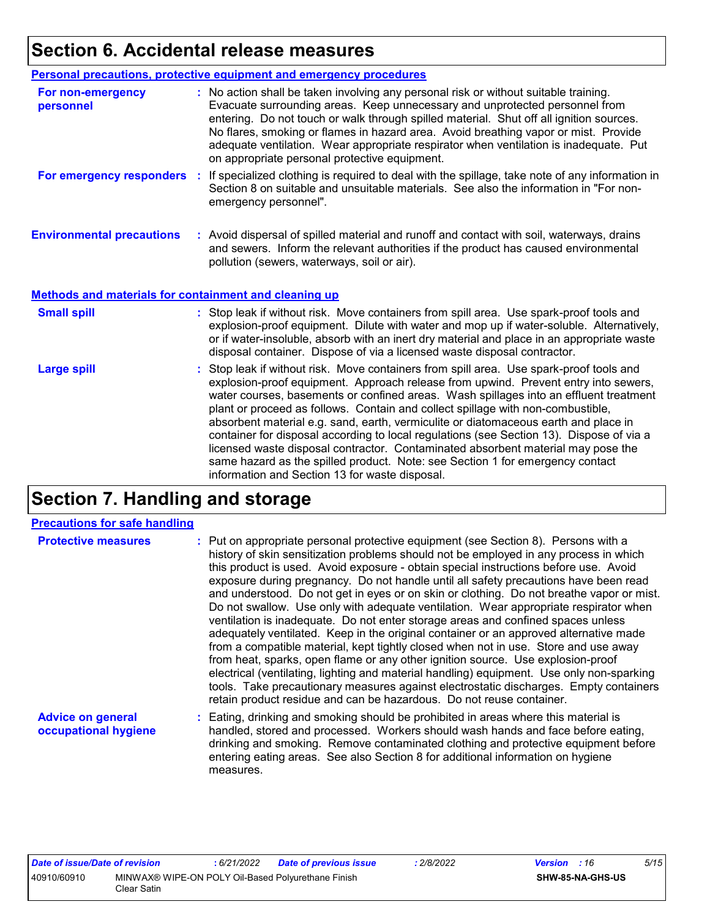# Section 6. Accidental release measures

## Personal precautions, protective equipment and emergency procedures

**For non-emergency personnel** : No action shall be taken involving any personal risk or without suitable training. Evacuate surrounding areas. Keep unnecessary and unprotected personnel from entering. Do not touch or walk through spilled material. Shut off all ignition sources. No flares, smoking or flames in hazard area. Avoid breathing vapor or mist. Provide adequate ventilation. Wear appropriate respirator when ventilation is inadequate. Put on appropriate personal protective equipment.

**For emergency responders** : If specialized clothing is required to deal with the spillage, take note of any information in Section 8 on suitable and unsuitable materials. See also the information in "For non-emergency personnel".

**Environmental precautions** : Avoid dispersal of spilled material and runoff and contact with soil, waterways, drains and sewers. Inform the relevant authorities if the product has caused environmental pollution (sewers, waterways, soil or air).

## Methods and materials for containment and cleaning up

**Small spill** : Stop leak if without risk. Move containers from spill area. Use spark-proof tools and explosion-proof equipment. Dilute with water and mop up if water-soluble. Alternatively, or if water-insoluble, absorb with an inert dry material and place in an appropriate waste disposal container. Dispose of via a licensed waste disposal contractor.

**Large spill** : Stop leak if without risk. Move containers from spill area. Use spark-proof tools and explosion-proof equipment. Approach release from upwind. Prevent entry into sewers, water courses, basements or confined areas. Wash spillages into an effluent treatment plant or proceed as follows. Contain and collect spillage with non-combustible, absorbent material e.g. sand, earth, vermiculite or diatomaceous earth and place in container for disposal according to local regulations (see Section 13). Dispose of via a licensed waste disposal contractor. Contaminated absorbent material may pose the same hazard as the spilled product. Note: see Section 1 for emergency contact information and Section 13 for waste disposal.

# Section 7. Handling and storage

## Precautions for safe handling

**Protective measures** : Put on appropriate personal protective equipment (see Section 8). Persons with a history of skin sensitization problems should not be employed in any process in which this product is used. Avoid exposure - obtain special instructions before use. Avoid exposure during pregnancy. Do not handle until all safety precautions have been read and understood. Do not get in eyes or on skin or clothing. Do not breathe vapor or mist. Do not swallow. Use only with adequate ventilation. Wear appropriate respirator when ventilation is inadequate. Do not enter storage areas and confined spaces unless adequately ventilated. Keep in the original container or an approved alternative made from a compatible material, kept tightly closed when not in use. Store and use away from heat, sparks, open flame or any other ignition source. Use explosion-proof electrical (ventilating, lighting and material handling) equipment. Use only non-sparking tools. Take precautionary measures against electrostatic discharges. Empty containers retain product residue and can be hazardous. Do not reuse container.

**Advice on general occupational hygiene** : Eating, drinking and smoking should be prohibited in areas where this material is handled, stored and processed. Workers should wash hands and face before eating, drinking and smoking. Remove contaminated clothing and protective equipment before entering eating areas. See also Section 8 for additional information on hygiene measures.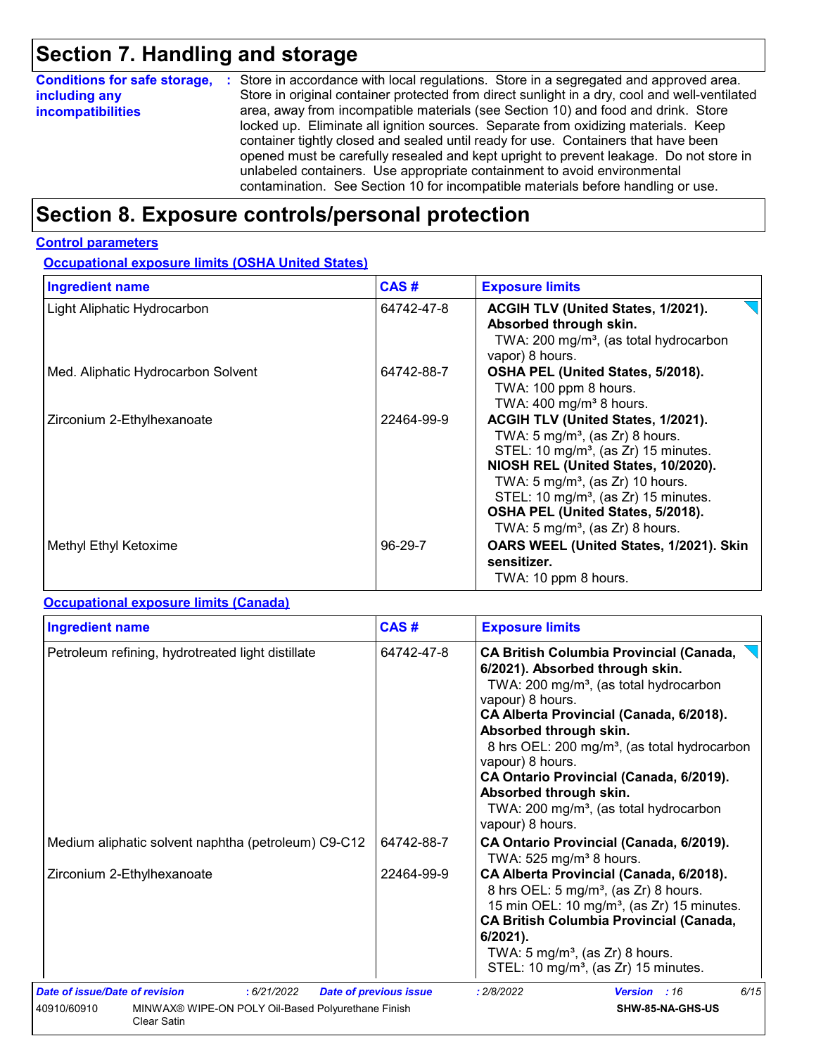# Section 7. Handling and storage

**Conditions for safe storage, including any incompatibilities** : Store in accordance with local regulations. Store in a segregated and approved area. Store in original container protected from direct sunlight in a dry, cool and well-ventilated area, away from incompatible materials (see Section 10) and food and drink. Store locked up. Eliminate all ignition sources. Separate from oxidizing materials. Keep container tightly closed and sealed until ready for use. Containers that have been opened must be carefully resealed and kept upright to prevent leakage. Do not store in unlabeled containers. Use appropriate containment to avoid environmental contamination. See Section 10 for incompatible materials before handling or use.

# Section 8. Exposure controls/personal protection

## Control parameters

### Occupational exposure limits (OSHA United States)

| Ingredient name | CAS # | Exposure limits |
|---|---|---|
| Light Aliphatic Hydrocarbon | 64742-47-8 | **ACGIH TLV (United States, 1/2021). Absorbed through skin.**<br>TWA: 200 mg/m³, (as total hydrocarbon vapor) 8 hours. |
| Med. Aliphatic Hydrocarbon Solvent | 64742-88-7 | **OSHA PEL (United States, 5/2018).**<br>TWA: 100 ppm 8 hours.<br>TWA: 400 mg/m³ 8 hours. |
| Zirconium 2-Ethylhexanoate | 22464-99-9 | **ACGIH TLV (United States, 1/2021).**<br>TWA: 5 mg/m³, (as Zr) 8 hours.<br>STEL: 10 mg/m³, (as Zr) 15 minutes.<br>**NIOSH REL (United States, 10/2020).**<br>TWA: 5 mg/m³, (as Zr) 10 hours.<br>STEL: 10 mg/m³, (as Zr) 15 minutes.<br>**OSHA PEL (United States, 5/2018).**<br>TWA: 5 mg/m³, (as Zr) 8 hours. |
| Methyl Ethyl Ketoxime | 96-29-7 | **OARS WEEL (United States, 1/2021). Skin sensitizer.**<br>TWA: 10 ppm 8 hours. |

### Occupational exposure limits (Canada)

| Ingredient name | CAS # | Exposure limits |
|---|---|---|
| Petroleum refining, hydrotreated light distillate | 64742-47-8 | **CA British Columbia Provincial (Canada, 6/2021). Absorbed through skin.**<br>TWA: 200 mg/m³, (as total hydrocarbon vapour) 8 hours.<br>**CA Alberta Provincial (Canada, 6/2018). Absorbed through skin.**<br>8 hrs OEL: 200 mg/m³, (as total hydrocarbon vapour) 8 hours.<br>**CA Ontario Provincial (Canada, 6/2019). Absorbed through skin.**<br>TWA: 200 mg/m³, (as total hydrocarbon vapour) 8 hours. |
| Medium aliphatic solvent naphtha (petroleum) C9-C12 | 64742-88-7 | **CA Ontario Provincial (Canada, 6/2019).**<br>TWA: 525 mg/m³ 8 hours. |
| Zirconium 2-Ethylhexanoate | 22464-99-9 | **CA Alberta Provincial (Canada, 6/2018).**<br>8 hrs OEL: 5 mg/m³, (as Zr) 8 hours.<br>15 min OEL: 10 mg/m³, (as Zr) 15 minutes.<br>**CA British Columbia Provincial (Canada, 6/2021).**<br>TWA: 5 mg/m³, (as Zr) 8 hours.<br>STEL: 10 mg/m³, (as Zr) 15 minutes. |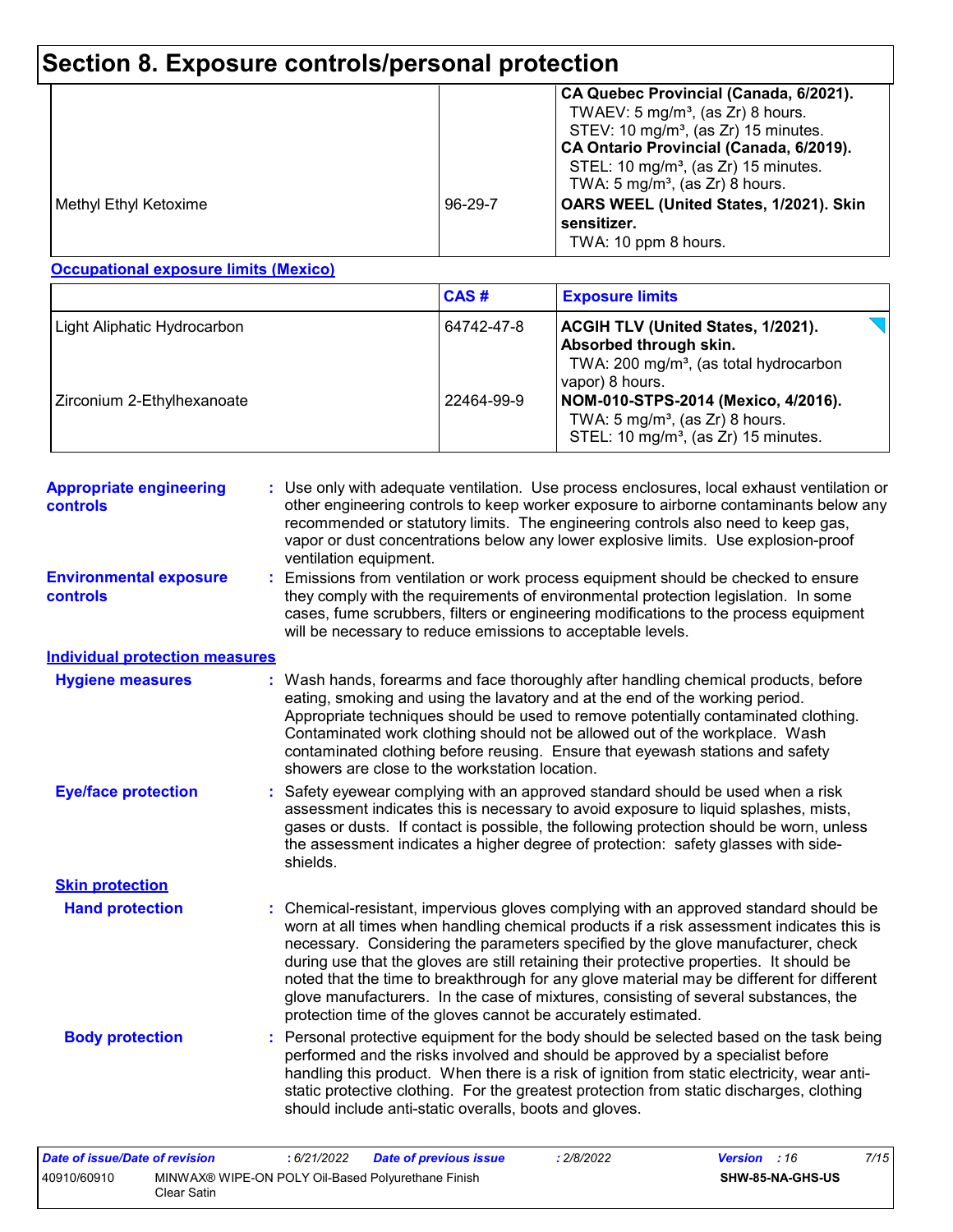# Section 8. Exposure controls/personal protection

| | | |
|---|---|---|
| | | **CA Quebec Provincial (Canada, 6/2021).**<br>TWAEV: 5 mg/m³, (as Zr) 8 hours.<br>STEV: 10 mg/m³, (as Zr) 15 minutes.<br>**CA Ontario Provincial (Canada, 6/2019).**<br>STEL: 10 mg/m³, (as Zr) 15 minutes.<br>TWA: 5 mg/m³, (as Zr) 8 hours. |
| Methyl Ethyl Ketoxime | 96-29-7 | **OARS WEEL (United States, 1/2021). Skin sensitizer.**<br>TWA: 10 ppm 8 hours. |

**Occupational exposure limits (Mexico)**

| | CAS # | Exposure limits |
|---|---|---|
| Light Aliphatic Hydrocarbon | 64742-47-8 | **ACGIH TLV (United States, 1/2021). Absorbed through skin.**<br>TWA: 200 mg/m³, (as total hydrocarbon vapor) 8 hours. |
| Zirconium 2-Ethylhexanoate | 22464-99-9 | **NOM-010-STPS-2014 (Mexico, 4/2016).**<br>TWA: 5 mg/m³, (as Zr) 8 hours.<br>STEL: 10 mg/m³, (as Zr) 15 minutes. |

**Appropriate engineering controls** : Use only with adequate ventilation. Use process enclosures, local exhaust ventilation or other engineering controls to keep worker exposure to airborne contaminants below any recommended or statutory limits. The engineering controls also need to keep gas, vapor or dust concentrations below any lower explosive limits. Use explosion-proof ventilation equipment.

**Environmental exposure controls** : Emissions from ventilation or work process equipment should be checked to ensure they comply with the requirements of environmental protection legislation. In some cases, fume scrubbers, filters or engineering modifications to the process equipment will be necessary to reduce emissions to acceptable levels.

**Individual protection measures**

**Hygiene measures** : Wash hands, forearms and face thoroughly after handling chemical products, before eating, smoking and using the lavatory and at the end of the working period. Appropriate techniques should be used to remove potentially contaminated clothing. Contaminated work clothing should not be allowed out of the workplace. Wash contaminated clothing before reusing. Ensure that eyewash stations and safety showers are close to the workstation location.

**Eye/face protection** : Safety eyewear complying with an approved standard should be used when a risk assessment indicates this is necessary to avoid exposure to liquid splashes, mists, gases or dusts. If contact is possible, the following protection should be worn, unless the assessment indicates a higher degree of protection: safety glasses with side-shields.

**Skin protection**

**Hand protection** : Chemical-resistant, impervious gloves complying with an approved standard should be worn at all times when handling chemical products if a risk assessment indicates this is necessary. Considering the parameters specified by the glove manufacturer, check during use that the gloves are still retaining their protective properties. It should be noted that the time to breakthrough for any glove material may be different for different glove manufacturers. In the case of mixtures, consisting of several substances, the protection time of the gloves cannot be accurately estimated.

**Body protection** : Personal protective equipment for the body should be selected based on the task being performed and the risks involved and should be approved by a specialist before handling this product. When there is a risk of ignition from static electricity, wear anti-static protective clothing. For the greatest protection from static discharges, clothing should include anti-static overalls, boots and gloves.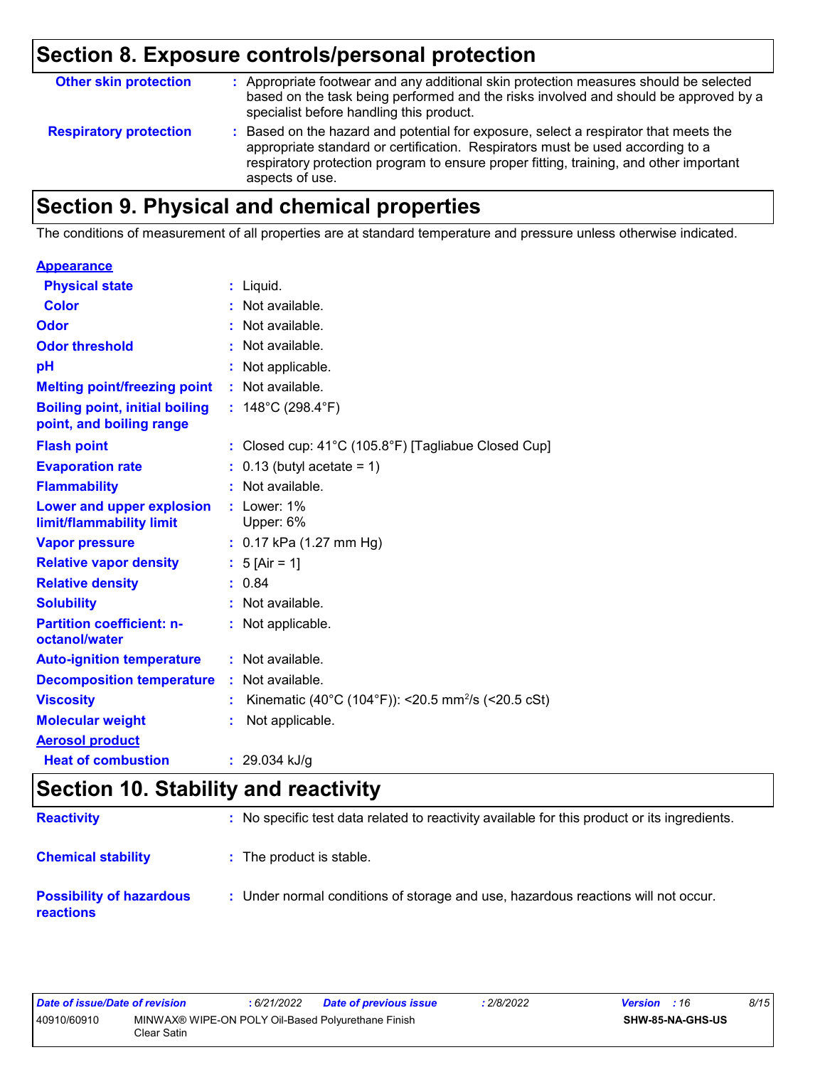## Section 8. Exposure controls/personal protection

| | |
|---|---|
| **Other skin protection** | : Appropriate footwear and any additional skin protection measures should be selected based on the task being performed and the risks involved and should be approved by a specialist before handling this product. |
| **Respiratory protection** | : Based on the hazard and potential for exposure, select a respirator that meets the appropriate standard or certification. Respirators must be used according to a respiratory protection program to ensure proper fitting, training, and other important aspects of use. |

## Section 9. Physical and chemical properties

The conditions of measurement of all properties are at standard temperature and pressure unless otherwise indicated.

**Appearance**

| | |
|---|---|
| **Physical state** | : Liquid. |
| **Color** | : Not available. |
| **Odor** | : Not available. |
| **Odor threshold** | : Not available. |
| **pH** | : Not applicable. |
| **Melting point/freezing point** | : Not available. |
| **Boiling point, initial boiling point, and boiling range** | : 148°C (298.4°F) |
| **Flash point** | : Closed cup: 41°C (105.8°F) [Tagliabue Closed Cup] |
| **Evaporation rate** | : 0.13 (butyl acetate = 1) |
| **Flammability** | : Not available. |
| **Lower and upper explosion limit/flammability limit** | : Lower: 1%<br>Upper: 6% |
| **Vapor pressure** | : 0.17 kPa (1.27 mm Hg) |
| **Relative vapor density** | : 5 [Air = 1] |
| **Relative density** | : 0.84 |
| **Solubility** | : Not available. |
| **Partition coefficient: n-octanol/water** | : Not applicable. |
| **Auto-ignition temperature** | : Not available. |
| **Decomposition temperature** | : Not available. |
| **Viscosity** | : Kinematic (40°C (104°F)): <20.5 $mm^2/s$ (<20.5 cSt) |
| **Molecular weight** | : Not applicable. |

**Aerosol product**

| | |
|---|---|
| **Heat of combustion** | : 29.034 kJ/g |

## Section 10. Stability and reactivity

| | |
|---|---|
| **Reactivity** | : No specific test data related to reactivity available for this product or its ingredients. |
| **Chemical stability** | : The product is stable. |
| **Possibility of hazardous reactions** | : Under normal conditions of storage and use, hazardous reactions will not occur. |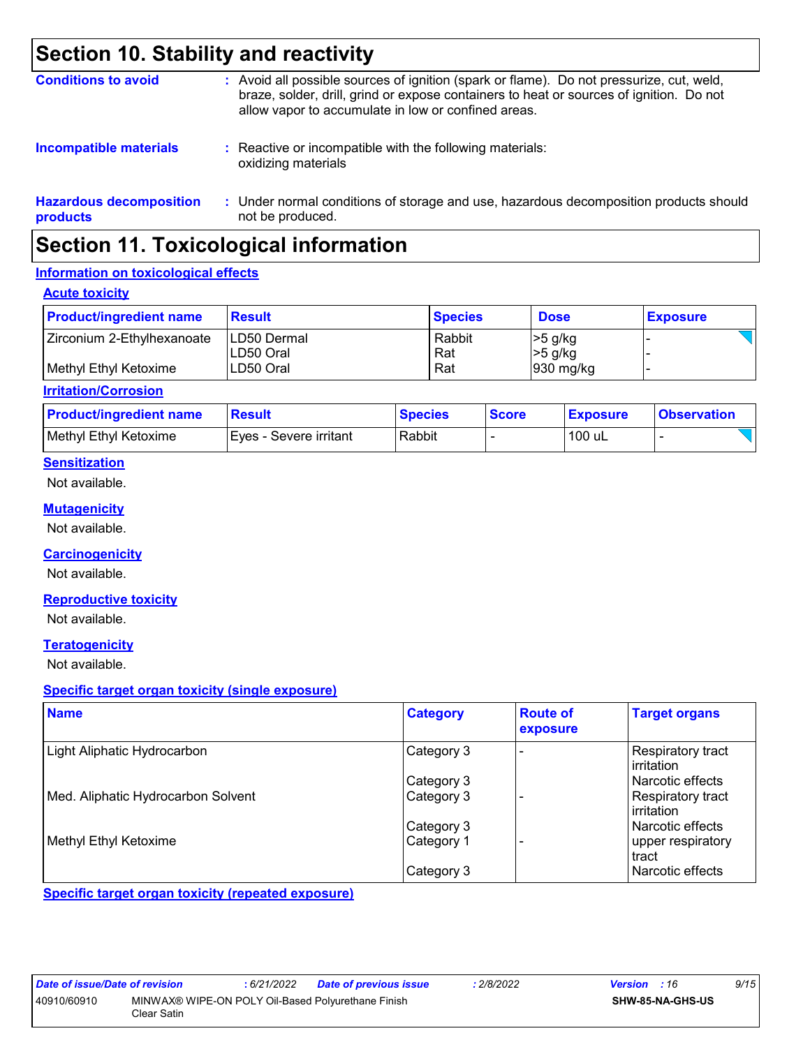# Section 10. Stability and reactivity

**Conditions to avoid** : Avoid all possible sources of ignition (spark or flame). Do not pressurize, cut, weld, braze, solder, drill, grind or expose containers to heat or sources of ignition. Do not allow vapor to accumulate in low or confined areas.

**Incompatible materials** : Reactive or incompatible with the following materials: oxidizing materials

**Hazardous decomposition products** : Under normal conditions of storage and use, hazardous decomposition products should not be produced.

# Section 11. Toxicological information

## Information on toxicological effects

### Acute toxicity

| Product/ingredient name | Result | Species | Dose | Exposure |
|---|---|---|---|---|
| Zirconium 2-Ethylhexanoate | LD50 Dermal | Rabbit | >5 g/kg | - |
| | LD50 Oral | Rat | >5 g/kg | - |
| Methyl Ethyl Ketoxime | LD50 Oral | Rat | 930 mg/kg | - |

### Irritation/Corrosion

| Product/ingredient name | Result | Species | Score | Exposure | Observation |
|---|---|---|---|---|---|
| Methyl Ethyl Ketoxime | Eyes - Severe irritant | Rabbit | - | 100 uL | - |

### Sensitization

Not available.

### Mutagenicity

Not available.

### Carcinogenicity

Not available.

### Reproductive toxicity

Not available.

### Teratogenicity

Not available.

### Specific target organ toxicity (single exposure)

| Name | Category | Route of exposure | Target organs |
|---|---|---|---|
| Light Aliphatic Hydrocarbon | Category 3 | - | Respiratory tract irritation |
| | Category 3 | | Narcotic effects |
| Med. Aliphatic Hydrocarbon Solvent | Category 3 | - | Respiratory tract irritation |
| | Category 3 | | Narcotic effects |
| Methyl Ethyl Ketoxime | Category 1 | - | upper respiratory tract |
| | Category 3 | | Narcotic effects |

### Specific target organ toxicity (repeated exposure)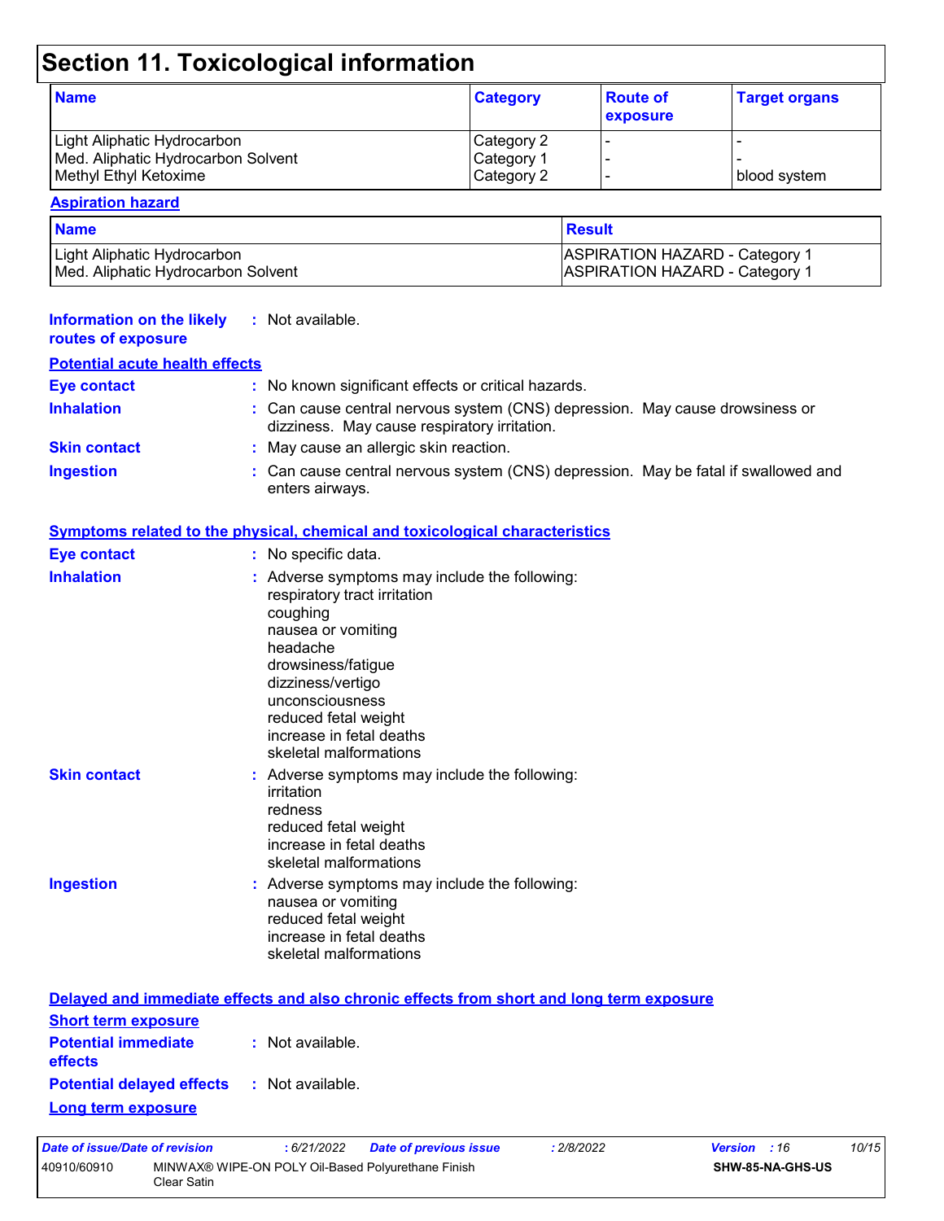# Section 11. Toxicological information

| Name | Category | Route of exposure | Target organs |
| --- | --- | --- | --- |
| Light Aliphatic Hydrocarbon | Category 2 | - | - |
| Med. Aliphatic Hydrocarbon Solvent | Category 1 | - | - |
| Methyl Ethyl Ketoxime | Category 2 | - | blood system |

**Aspiration hazard**

| Name | Result |
| --- | --- |
| Light Aliphatic Hydrocarbon | ASPIRATION HAZARD - Category 1 |
| Med. Aliphatic Hydrocarbon Solvent | ASPIRATION HAZARD - Category 1 |

**Information on the likely routes of exposure** : Not available.

**Potential acute health effects**

**Eye contact** : No known significant effects or critical hazards.

**Inhalation** : Can cause central nervous system (CNS) depression. May cause drowsiness or dizziness. May cause respiratory irritation.

**Skin contact** : May cause an allergic skin reaction.

**Ingestion** : Can cause central nervous system (CNS) depression. May be fatal if swallowed and enters airways.

**Symptoms related to the physical, chemical and toxicological characteristics**

**Eye contact** : No specific data.

**Inhalation** : Adverse symptoms may include the following:
respiratory tract irritation
coughing
nausea or vomiting
headache
drowsiness/fatigue
dizziness/vertigo
unconsciousness
reduced fetal weight
increase in fetal deaths
skeletal malformations

**Skin contact** : Adverse symptoms may include the following:
irritation
redness
reduced fetal weight
increase in fetal deaths
skeletal malformations

**Ingestion** : Adverse symptoms may include the following:
nausea or vomiting
reduced fetal weight
increase in fetal deaths
skeletal malformations

**Delayed and immediate effects and also chronic effects from short and long term exposure**

**Short term exposure**

**Potential immediate effects** : Not available.

**Potential delayed effects** : Not available.

**Long term exposure**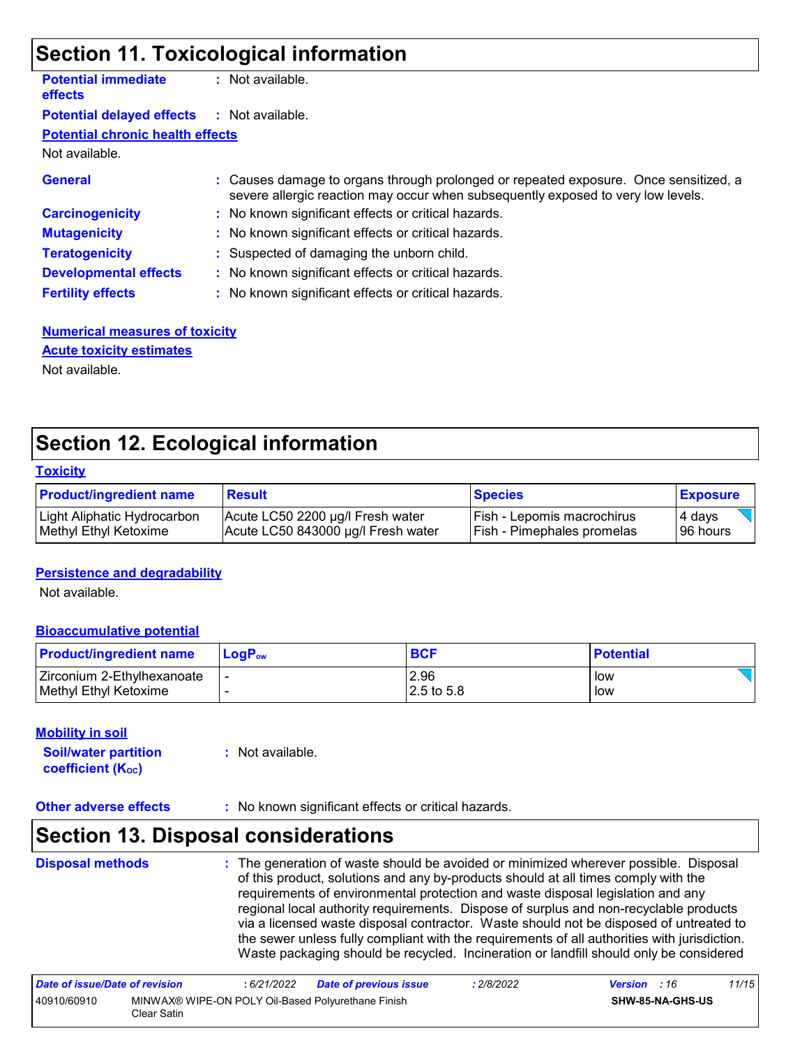## Section 11. Toxicological information

**Potential immediate effects** : Not available.

**Potential delayed effects** : Not available.

**Potential chronic health effects**

Not available.

**General** : Causes damage to organs through prolonged or repeated exposure. Once sensitized, a severe allergic reaction may occur when subsequently exposed to very low levels.

**Carcinogenicity** : No known significant effects or critical hazards.

**Mutagenicity** : No known significant effects or critical hazards.

**Teratogenicity** : Suspected of damaging the unborn child.

**Developmental effects** : No known significant effects or critical hazards.

**Fertility effects** : No known significant effects or critical hazards.

**Numerical measures of toxicity**

**Acute toxicity estimates**

Not available.

## Section 12. Ecological information

**Toxicity**

| Product/ingredient name | Result | Species | Exposure |
|---|---|---|---|
| Light Aliphatic Hydrocarbon | Acute LC50 2200 µg/l Fresh water | Fish - Lepomis macrochirus | 4 days |
| Methyl Ethyl Ketoxime | Acute LC50 843000 µg/l Fresh water | Fish - Pimephales promelas | 96 hours |

**Persistence and degradability**

Not available.

**Bioaccumulative potential**

| Product/ingredient name | $LogP_{ow}$ | BCF | Potential |
|---|---|---|---|
| Zirconium 2-Ethylhexanoate | - | 2.96 | low |
| Methyl Ethyl Ketoxime | - | 2.5 to 5.8 | low |

**Mobility in soil**

**Soil/water partition coefficient ($K_{OC}$)** : Not available.

**Other adverse effects** : No known significant effects or critical hazards.

## Section 13. Disposal considerations

**Disposal methods** : The generation of waste should be avoided or minimized wherever possible. Disposal of this product, solutions and any by-products should at all times comply with the requirements of environmental protection and waste disposal legislation and any regional local authority requirements. Dispose of surplus and non-recyclable products via a licensed waste disposal contractor. Waste should not be disposed of untreated to the sewer unless fully compliant with the requirements of all authorities with jurisdiction. Waste packaging should be recycled. Incineration or landfill should only be considered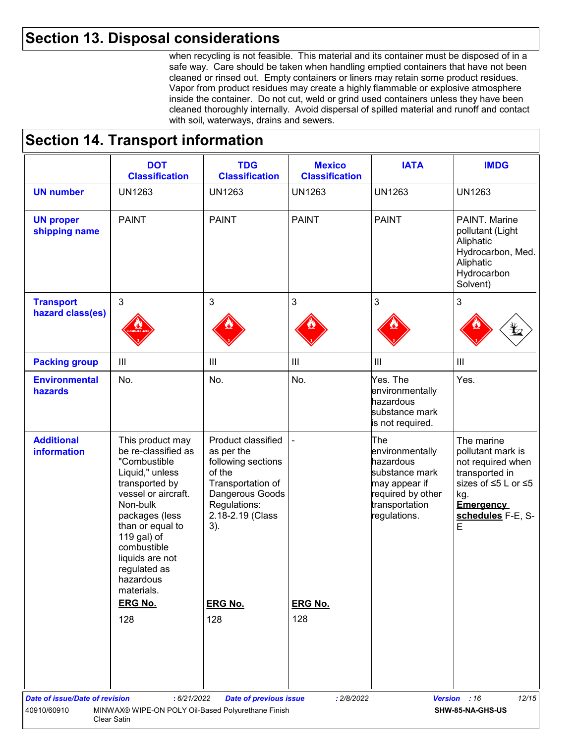## Section 13. Disposal considerations

when recycling is not feasible. This material and its container must be disposed of in a safe way. Care should be taken when handling emptied containers that have not been cleaned or rinsed out. Empty containers or liners may retain some product residues. Vapor from product residues may create a highly flammable or explosive atmosphere inside the container. Do not cut, weld or grind used containers unless they have been cleaned thoroughly internally. Avoid dispersal of spilled material and runoff and contact with soil, waterways, drains and sewers.

## Section 14. Transport information

| | DOT Classification | TDG Classification | Mexico Classification | IATA | IMDG |
|---|---|---|---|---|---|
| **UN number** | UN1263 | UN1263 | UN1263 | UN1263 | UN1263 |
| **UN proper shipping name** | PAINT | PAINT | PAINT | PAINT | PAINT. Marine pollutant (Light Aliphatic Hydrocarbon, Med. Aliphatic Hydrocarbon Solvent) |
| **Transport hazard class(es)** | 3 | 3 | 3 | 3 | 3 |
| **Packing group** | III | III | III | III | III |
| **Environmental hazards** | No. | No. | No. | Yes. The environmentally hazardous substance mark is not required. | Yes. |
| **Additional information** | This product may be re-classified as "Combustible Liquid," unless transported by vessel or aircraft. Non-bulk packages (less than or equal to 119 gal) of combustible liquids are not regulated as hazardous materials. **ERG No.** 128 | Product classified as per the following sections of the Transportation of Dangerous Goods Regulations: 2.18-2.19 (Class 3). **ERG No.** 128 | - **ERG No.** 128 | The environmentally hazardous substance mark may appear if required by other transportation regulations. | The marine pollutant mark is not required when transported in sizes of ≤5 L or ≤5 kg. **Emergency schedules** F-E, S-E |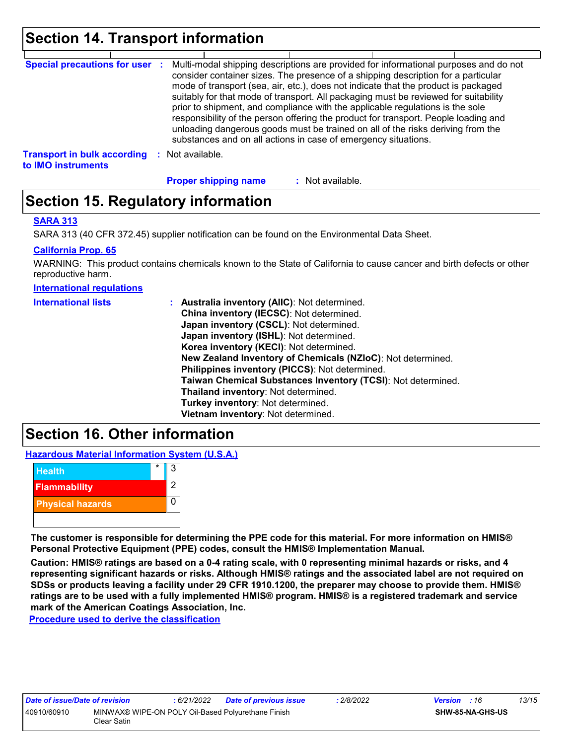## Section 14. Transport information

**Special precautions for user** : Multi-modal shipping descriptions are provided for informational purposes and do not consider container sizes. The presence of a shipping description for a particular mode of transport (sea, air, etc.), does not indicate that the product is packaged suitably for that mode of transport. All packaging must be reviewed for suitability prior to shipment, and compliance with the applicable regulations is the sole responsibility of the person offering the product for transport. People loading and unloading dangerous goods must be trained on all of the risks deriving from the substances and on all actions in case of emergency situations.

**Transport in bulk according to IMO instruments** : Not available.

**Proper shipping name** : Not available.

## Section 15. Regulatory information

### SARA 313

SARA 313 (40 CFR 372.45) supplier notification can be found on the Environmental Data Sheet.

### California Prop. 65

WARNING: This product contains chemicals known to the State of California to cause cancer and birth defects or other reproductive harm.

### International regulations

**International lists** :
**Australia inventory (AIIC)**: Not determined.
**China inventory (IECSC)**: Not determined.
**Japan inventory (CSCL)**: Not determined.
**Japan inventory (ISHL)**: Not determined.
**Korea inventory (KECI)**: Not determined.
**New Zealand Inventory of Chemicals (NZIoC)**: Not determined.
**Philippines inventory (PICCS)**: Not determined.
**Taiwan Chemical Substances Inventory (TCSI)**: Not determined.
**Thailand inventory**: Not determined.
**Turkey inventory**: Not determined.
**Vietnam inventory**: Not determined.

## Section 16. Other information

### Hazardous Material Information System (U.S.A.)

| | | |
|---|---|---|
| Health | * | 3 |
| Flammability | | 2 |
| Physical hazards | | 0 |
| | | |

**The customer is responsible for determining the PPE code for this material. For more information on HMIS® Personal Protective Equipment (PPE) codes, consult the HMIS® Implementation Manual.**

**Caution: HMIS® ratings are based on a 0-4 rating scale, with 0 representing minimal hazards or risks, and 4 representing significant hazards or risks. Although HMIS® ratings and the associated label are not required on SDSs or products leaving a facility under 29 CFR 1910.1200, the preparer may choose to provide them. HMIS® ratings are to be used with a fully implemented HMIS® program. HMIS® is a registered trademark and service mark of the American Coatings Association, Inc.**

### Procedure used to derive the classification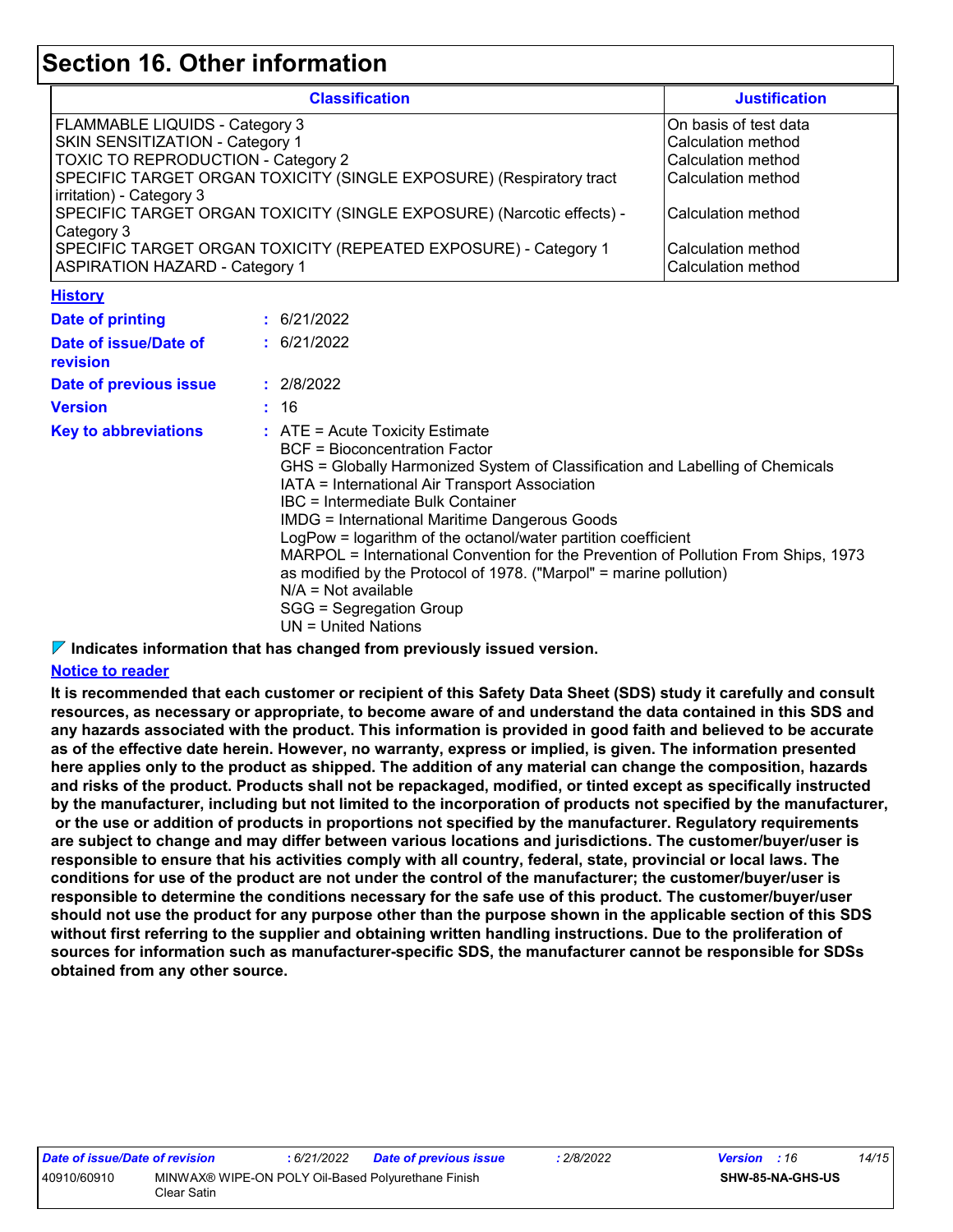# Section 16. Other information

| Classification | Justification |
| --- | --- |
| FLAMMABLE LIQUIDS - Category 3 | On basis of test data |
| SKIN SENSITIZATION - Category 1 | Calculation method |
| TOXIC TO REPRODUCTION - Category 2 | Calculation method |
| SPECIFIC TARGET ORGAN TOXICITY (SINGLE EXPOSURE) (Respiratory tract irritation) - Category 3 | Calculation method |
| SPECIFIC TARGET ORGAN TOXICITY (SINGLE EXPOSURE) (Narcotic effects) - Category 3 | Calculation method |
| SPECIFIC TARGET ORGAN TOXICITY (REPEATED EXPOSURE) - Category 1 | Calculation method |
| ASPIRATION HAZARD - Category 1 | Calculation method |

**History**

**Date of printing** : 6/21/2022

**Date of issue/Date of revision** : 6/21/2022

**Date of previous issue** : 2/8/2022

**Version** : 16

**Key to abbreviations** :
ATE = Acute Toxicity Estimate
BCF = Bioconcentration Factor
GHS = Globally Harmonized System of Classification and Labelling of Chemicals
IATA = International Air Transport Association
IBC = Intermediate Bulk Container
IMDG = International Maritime Dangerous Goods
LogPow = logarithm of the octanol/water partition coefficient
MARPOL = International Convention for the Prevention of Pollution From Ships, 1973 as modified by the Protocol of 1978. ("Marpol" = marine pollution)
N/A = Not available
SGG = Segregation Group
UN = United Nations

**Indicates information that has changed from previously issued version.**

**Notice to reader**

**It is recommended that each customer or recipient of this Safety Data Sheet (SDS) study it carefully and consult resources, as necessary or appropriate, to become aware of and understand the data contained in this SDS and any hazards associated with the product. This information is provided in good faith and believed to be accurate as of the effective date herein. However, no warranty, express or implied, is given. The information presented here applies only to the product as shipped. The addition of any material can change the composition, hazards and risks of the product. Products shall not be repackaged, modified, or tinted except as specifically instructed by the manufacturer, including but not limited to the incorporation of products not specified by the manufacturer, or the use or addition of products in proportions not specified by the manufacturer. Regulatory requirements are subject to change and may differ between various locations and jurisdictions. The customer/buyer/user is responsible to ensure that his activities comply with all country, federal, state, provincial or local laws. The conditions for use of the product are not under the control of the manufacturer; the customer/buyer/user is responsible to determine the conditions necessary for the safe use of this product. The customer/buyer/user should not use the product for any purpose other than the purpose shown in the applicable section of this SDS without first referring to the supplier and obtaining written handling instructions. Due to the proliferation of sources for information such as manufacturer-specific SDS, the manufacturer cannot be responsible for SDSs obtained from any other source.**